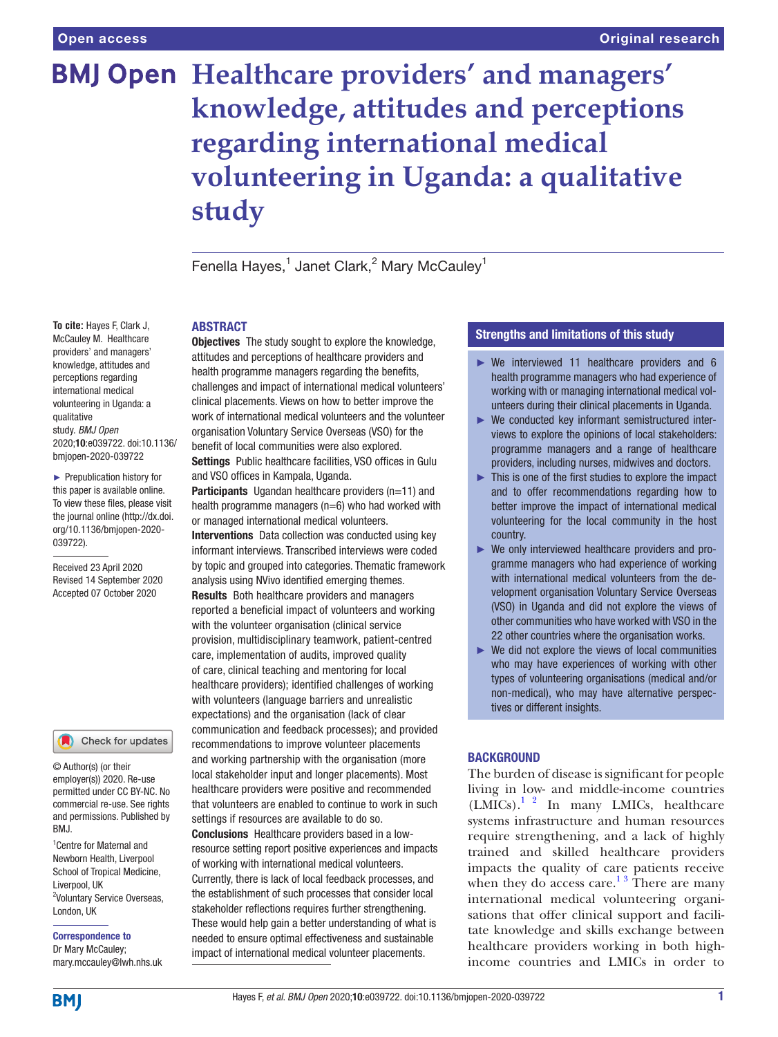Open access

Original research

# Healthcare providers' and managers' knowledge, attitudes and perceptions regarding international medical volunteering in Uganda: a qualitative study

Fenella Hayes,[1] Janet Clark,[2] Mary McCauley[1]

**To cite:** Hayes F, Clark J, McCauley M. Healthcare providers' and managers' knowledge, attitudes and perceptions regarding international medical volunteering in Uganda: a qualitative study. *BMJ Open* 2020;**10**:e039722. doi:10.1136/bmjopen-2020-039722

► Prepublication history for this paper is available online. To view these files, please visit the journal online (http://dx.doi.org/10.1136/bmjopen-2020-039722).

Received 23 April 2020
Revised 14 September 2020
Accepted 07 October 2020

© Author(s) (or their employer(s)) 2020. Re-use permitted under CC BY-NC. No commercial re-use. See rights and permissions. Published by BMJ.

[1]Centre for Maternal and Newborn Health, Liverpool School of Tropical Medicine, Liverpool, UK
[2]Voluntary Service Overseas, London, UK

**Correspondence to**
Dr Mary McCauley;
mary.mccauley@lwh.nhs.uk

## ABSTRACT

**Objectives** The study sought to explore the knowledge, attitudes and perceptions of healthcare providers and health programme managers regarding the benefits, challenges and impact of international medical volunteers' clinical placements. Views on how to better improve the work of international medical volunteers and the volunteer organisation Voluntary Service Overseas (VSO) for the benefit of local communities were also explored.

**Settings** Public healthcare facilities, VSO offices in Gulu and VSO offices in Kampala, Uganda.

**Participants** Ugandan healthcare providers (n=11) and health programme managers (n=6) who had worked with or managed international medical volunteers.

**Interventions** Data collection was conducted using key informant interviews. Transcribed interviews were coded by topic and grouped into categories. Thematic framework analysis using NVivo identified emerging themes.

**Results** Both healthcare providers and managers reported a beneficial impact of volunteers and working with the volunteer organisation (clinical service provision, multidisciplinary teamwork, patient-centred care, implementation of audits, improved quality of care, clinical teaching and mentoring for local healthcare providers); identified challenges of working with volunteers (language barriers and unrealistic expectations) and the organisation (lack of clear communication and feedback processes); and provided recommendations to improve volunteer placements and working partnership with the organisation (more local stakeholder input and longer placements). Most healthcare providers were positive and recommended that volunteers are enabled to continue to work in such settings if resources are available to do so.

**Conclusions** Healthcare providers based in a low-resource setting report positive experiences and impacts of working with international medical volunteers. Currently, there is lack of local feedback processes, and the establishment of such processes that consider local stakeholder reflections requires further strengthening. These would help gain a better understanding of what is needed to ensure optimal effectiveness and sustainable impact of international medical volunteer placements.

### Strengths and limitations of this study

- ► We interviewed 11 healthcare providers and 6 health programme managers who had experience of working with or managing international medical volunteers during their clinical placements in Uganda.
- ► We conducted key informant semistructured interviews to explore the opinions of local stakeholders: programme managers and a range of healthcare providers, including nurses, midwives and doctors.
- ► This is one of the first studies to explore the impact and to offer recommendations regarding how to better improve the impact of international medical volunteering for the local community in the host country.
- ► We only interviewed healthcare providers and programme managers who had experience of working with international medical volunteers from the development organisation Voluntary Service Overseas (VSO) in Uganda and did not explore the views of other communities who have worked with VSO in the 22 other countries where the organisation works.
- ► We did not explore the views of local communities who may have experiences of working with other types of volunteering organisations (medical and/or non-medical), who may have alternative perspectives or different insights.

## BACKGROUND

The burden of disease is significant for people living in low- and middle-income countries (LMICs).[1,2] In many LMICs, healthcare systems infrastructure and human resources require strengthening, and a lack of highly trained and skilled healthcare providers impacts the quality of care patients receive when they do access care.[1,3] There are many international medical volunteering organisations that offer clinical support and facilitate knowledge and skills exchange between healthcare providers working in both high-income countries and LMICs in order to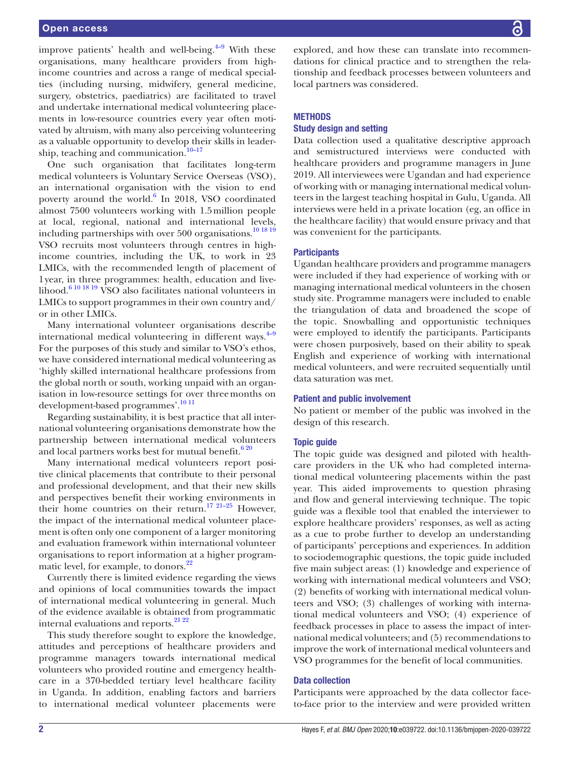improve patients' health and well-being.[4–9] With these organisations, many healthcare providers from high-income countries and across a range of medical specialties (including nursing, midwifery, general medicine, surgery, obstetrics, paediatrics) are facilitated to travel and undertake international medical volunteering placements in low-resource countries every year often motivated by altruism, with many also perceiving volunteering as a valuable opportunity to develop their skills in leadership, teaching and communication.[10–17]

One such organisation that facilitates long-term medical volunteers is Voluntary Service Overseas (VSO), an international organisation with the vision to end poverty around the world.[6] In 2018, VSO coordinated almost 7500 volunteers working with 1.5 million people at local, regional, national and international levels, including partnerships with over 500 organisations.[10 18 19] VSO recruits most volunteers through centres in high-income countries, including the UK, to work in 23 LMICs, with the recommended length of placement of 1 year, in three programmes: health, education and livelihood.[6 10 18 19] VSO also facilitates national volunteers in LMICs to support programmes in their own country and/or in other LMICs.

Many international volunteer organisations describe international medical volunteering in different ways.[4–9] For the purposes of this study and similar to VSO's ethos, we have considered international medical volunteering as 'highly skilled international healthcare professions from the global north or south, working unpaid with an organisation in low-resource settings for over three months on development-based programmes'.[10 11]

Regarding sustainability, it is best practice that all international volunteering organisations demonstrate how the partnership between international medical volunteers and local partners works best for mutual benefit.[6 20]

Many international medical volunteers report positive clinical placements that contribute to their personal and professional development, and that their new skills and perspectives benefit their working environments in their home countries on their return.[17 21–25] However, the impact of the international medical volunteer placement is often only one component of a larger monitoring and evaluation framework within international volunteer organisations to report information at a higher programmatic level, for example, to donors.[22]

Currently there is limited evidence regarding the views and opinions of local communities towards the impact of international medical volunteering in general. Much of the evidence available is obtained from programmatic internal evaluations and reports.[21 22]

This study therefore sought to explore the knowledge, attitudes and perceptions of healthcare providers and programme managers towards international medical volunteers who provided routine and emergency healthcare in a 370-bedded tertiary level healthcare facility in Uganda. In addition, enabling factors and barriers to international medical volunteer placements were explored, and how these can translate into recommendations for clinical practice and to strengthen the relationship and feedback processes between volunteers and local partners was considered.

## METHODS

### Study design and setting

Data collection used a qualitative descriptive approach and semistructured interviews were conducted with healthcare providers and programme managers in June 2019. All interviewees were Ugandan and had experience of working with or managing international medical volunteers in the largest teaching hospital in Gulu, Uganda. All interviews were held in a private location (eg, an office in the healthcare facility) that would ensure privacy and that was convenient for the participants.

### Participants

Ugandan healthcare providers and programme managers were included if they had experience of working with or managing international medical volunteers in the chosen study site. Programme managers were included to enable the triangulation of data and broadened the scope of the topic. Snowballing and opportunistic techniques were employed to identify the participants. Participants were chosen purposively, based on their ability to speak English and experience of working with international medical volunteers, and were recruited sequentially until data saturation was met.

### Patient and public involvement

No patient or member of the public was involved in the design of this research.

### Topic guide

The topic guide was designed and piloted with healthcare providers in the UK who had completed international medical volunteering placements within the past year. This aided improvements to question phrasing and flow and general interviewing technique. The topic guide was a flexible tool that enabled the interviewer to explore healthcare providers' responses, as well as acting as a cue to probe further to develop an understanding of participants' perceptions and experiences. In addition to sociodemographic questions, the topic guide included five main subject areas: (1) knowledge and experience of working with international medical volunteers and VSO; (2) benefits of working with international medical volunteers and VSO; (3) challenges of working with international medical volunteers and VSO; (4) experience of feedback processes in place to assess the impact of international medical volunteers; and (5) recommendations to improve the work of international medical volunteers and VSO programmes for the benefit of local communities.

### Data collection

Participants were approached by the data collector face-to-face prior to the interview and were provided written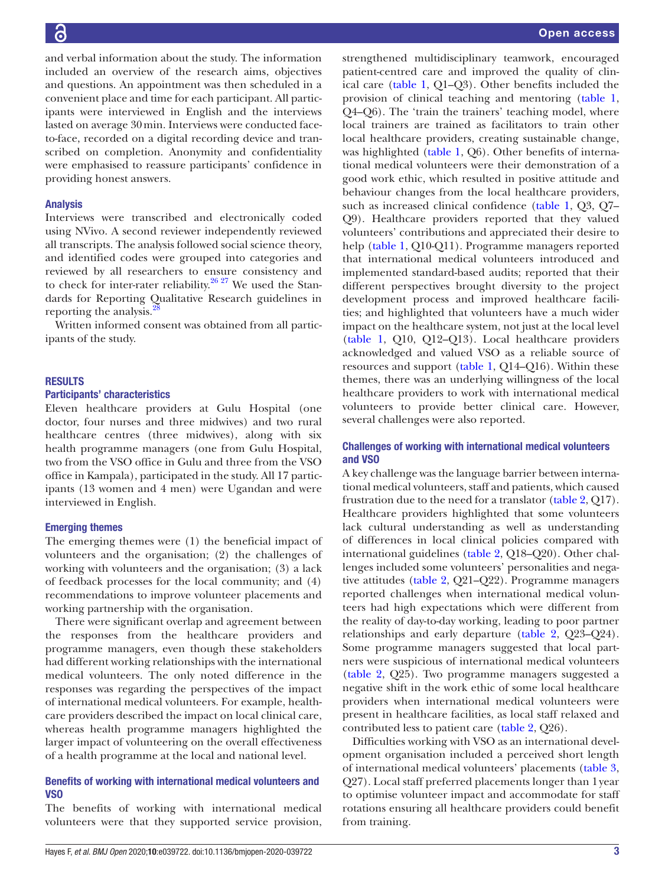and verbal information about the study. The information included an overview of the research aims, objectives and questions. An appointment was then scheduled in a convenient place and time for each participant. All participants were interviewed in English and the interviews lasted on average 30 min. Interviews were conducted face-to-face, recorded on a digital recording device and transcribed on completion. Anonymity and confidentiality were emphasised to reassure participants' confidence in providing honest answers.

### Analysis

Interviews were transcribed and electronically coded using NVivo. A second reviewer independently reviewed all transcripts. The analysis followed social science theory, and identified codes were grouped into categories and reviewed by all researchers to ensure consistency and to check for inter-rater reliability.[26 27] We used the Standards for Reporting Qualitative Research guidelines in reporting the analysis.[28]

Written informed consent was obtained from all participants of the study.

## RESULTS

### Participants' characteristics

Eleven healthcare providers at Gulu Hospital (one doctor, four nurses and three midwives) and two rural healthcare centres (three midwives), along with six health programme managers (one from Gulu Hospital, two from the VSO office in Gulu and three from the VSO office in Kampala), participated in the study. All 17 participants (13 women and 4 men) were Ugandan and were interviewed in English.

### Emerging themes

The emerging themes were (1) the beneficial impact of volunteers and the organisation; (2) the challenges of working with volunteers and the organisation; (3) a lack of feedback processes for the local community; and (4) recommendations to improve volunteer placements and working partnership with the organisation.

There were significant overlap and agreement between the responses from the healthcare providers and programme managers, even though these stakeholders had different working relationships with the international medical volunteers. The only noted difference in the responses was regarding the perspectives of the impact of international medical volunteers. For example, healthcare providers described the impact on local clinical care, whereas health programme managers highlighted the larger impact of volunteering on the overall effectiveness of a health programme at the local and national level.

### Benefits of working with international medical volunteers and VSO

The benefits of working with international medical volunteers were that they supported service provision, strengthened multidisciplinary teamwork, encouraged patient-centred care and improved the quality of clinical care (table 1, Q1–Q3). Other benefits included the provision of clinical teaching and mentoring (table 1, Q4–Q6). The 'train the trainers' teaching model, where local trainers are trained as facilitators to train other local healthcare providers, creating sustainable change, was highlighted (table 1, Q6). Other benefits of international medical volunteers were their demonstration of a good work ethic, which resulted in positive attitude and behaviour changes from the local healthcare providers, such as increased clinical confidence (table 1, Q3, Q7–Q9). Healthcare providers reported that they valued volunteers' contributions and appreciated their desire to help (table 1, Q10-Q11). Programme managers reported that international medical volunteers introduced and implemented standard-based audits; reported that their different perspectives brought diversity to the project development process and improved healthcare facilities; and highlighted that volunteers have a much wider impact on the healthcare system, not just at the local level (table 1, Q10, Q12–Q13). Local healthcare providers acknowledged and valued VSO as a reliable source of resources and support (table 1, Q14–Q16). Within these themes, there was an underlying willingness of the local healthcare providers to work with international medical volunteers to provide better clinical care. However, several challenges were also reported.

### Challenges of working with international medical volunteers and VSO

A key challenge was the language barrier between international medical volunteers, staff and patients, which caused frustration due to the need for a translator (table 2, Q17). Healthcare providers highlighted that some volunteers lack cultural understanding as well as understanding of differences in local clinical policies compared with international guidelines (table 2, Q18–Q20). Other challenges included some volunteers' personalities and negative attitudes (table 2, Q21–Q22). Programme managers reported challenges when international medical volunteers had high expectations which were different from the reality of day-to-day working, leading to poor partner relationships and early departure (table 2, Q23–Q24). Some programme managers suggested that local partners were suspicious of international medical volunteers (table 2, Q25). Two programme managers suggested a negative shift in the work ethic of some local healthcare providers when international medical volunteers were present in healthcare facilities, as local staff relaxed and contributed less to patient care (table 2, Q26).

Difficulties working with VSO as an international development organisation included a perceived short length of international medical volunteers' placements (table 3, Q27). Local staff preferred placements longer than 1 year to optimise volunteer impact and accommodate for staff rotations ensuring all healthcare providers could benefit from training.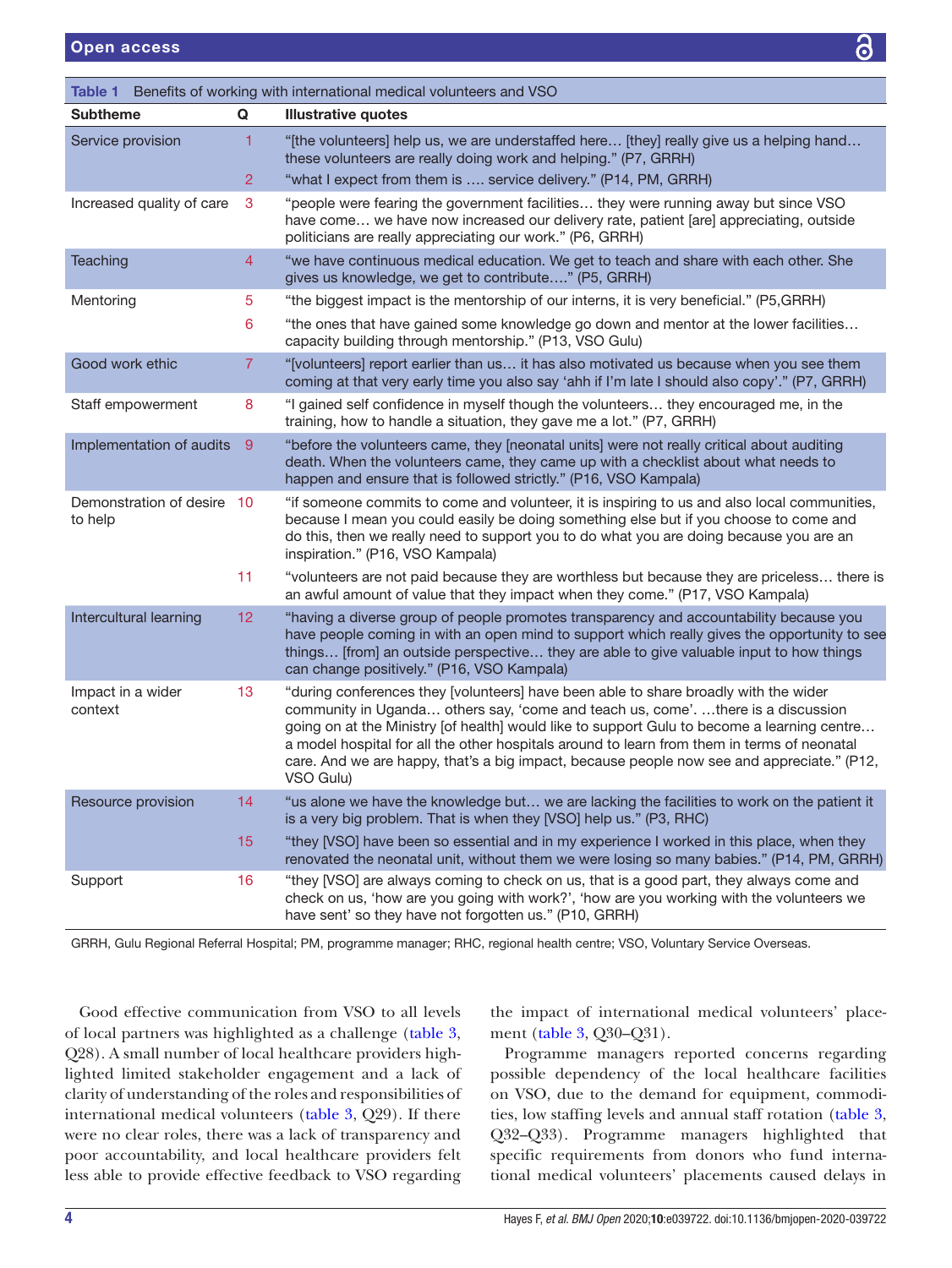Table 1 Benefits of working with international medical volunteers and VSO

| Subtheme | Q | Illustrative quotes |
|---|---|---|
| Service provision | 1 | "[the volunteers] help us, we are understaffed here… [they] really give us a helping hand… these volunteers are really doing work and helping." (P7, GRRH) |
| | 2 | "what I expect from them is …. service delivery." (P14, PM, GRRH) |
| Increased quality of care | 3 | "people were fearing the government facilities… they were running away but since VSO have come… we have now increased our delivery rate, patient [are] appreciating, outside politicians are really appreciating our work." (P6, GRRH) |
| Teaching | 4 | "we have continuous medical education. We get to teach and share with each other. She gives us knowledge, we get to contribute…." (P5, GRRH) |
| Mentoring | 5 | "the biggest impact is the mentorship of our interns, it is very beneficial." (P5,GRRH) |
| | 6 | "the ones that have gained some knowledge go down and mentor at the lower facilities… capacity building through mentorship." (P13, VSO Gulu) |
| Good work ethic | 7 | "[volunteers] report earlier than us… it has also motivated us because when you see them coming at that very early time you also say 'ahh if I'm late I should also copy'." (P7, GRRH) |
| Staff empowerment | 8 | "I gained self confidence in myself though the volunteers… they encouraged me, in the training, how to handle a situation, they gave me a lot." (P7, GRRH) |
| Implementation of audits | 9 | "before the volunteers came, they [neonatal units] were not really critical about auditing death. When the volunteers came, they came up with a checklist about what needs to happen and ensure that is followed strictly." (P16, VSO Kampala) |
| Demonstration of desire to help | 10 | "if someone commits to come and volunteer, it is inspiring to us and also local communities, because I mean you could easily be doing something else but if you choose to come and do this, then we really need to support you to do what you are doing because you are an inspiration." (P16, VSO Kampala) |
| | 11 | "volunteers are not paid because they are worthless but because they are priceless… there is an awful amount of value that they impact when they come." (P17, VSO Kampala) |
| Intercultural learning | 12 | "having a diverse group of people promotes transparency and accountability because you have people coming in with an open mind to support which really gives the opportunity to see things… [from] an outside perspective… they are able to give valuable input to how things can change positively." (P16, VSO Kampala) |
| Impact in a wider context | 13 | "during conferences they [volunteers] have been able to share broadly with the wider community in Uganda… others say, 'come and teach us, come'. …there is a discussion going on at the Ministry [of health] would like to support Gulu to become a learning centre… a model hospital for all the other hospitals around to learn from them in terms of neonatal care. And we are happy, that's a big impact, because people now see and appreciate." (P12, VSO Gulu) |
| Resource provision | 14 | "us alone we have the knowledge but… we are lacking the facilities to work on the patient it is a very big problem. That is when they [VSO] help us." (P3, RHC) |
| | 15 | "they [VSO] have been so essential and in my experience I worked in this place, when they renovated the neonatal unit, without them we were losing so many babies." (P14, PM, GRRH) |
| Support | 16 | "they [VSO] are always coming to check on us, that is a good part, they always come and check on us, 'how are you going with work?', 'how are you working with the volunteers we have sent' so they have not forgotten us." (P10, GRRH) |

GRRH, Gulu Regional Referral Hospital; PM, programme manager; RHC, regional health centre; VSO, Voluntary Service Overseas.

Good effective communication from VSO to all levels of local partners was highlighted as a challenge (table 3, Q28). A small number of local healthcare providers highlighted limited stakeholder engagement and a lack of clarity of understanding of the roles and responsibilities of international medical volunteers (table 3, Q29). If there were no clear roles, there was a lack of transparency and poor accountability, and local healthcare providers felt less able to provide effective feedback to VSO regarding the impact of international medical volunteers' placement (table 3, Q30–Q31).

Programme managers reported concerns regarding possible dependency of the local healthcare facilities on VSO, due to the demand for equipment, commodities, low staffing levels and annual staff rotation (table 3, Q32–Q33). Programme managers highlighted that specific requirements from donors who fund international medical volunteers' placements caused delays in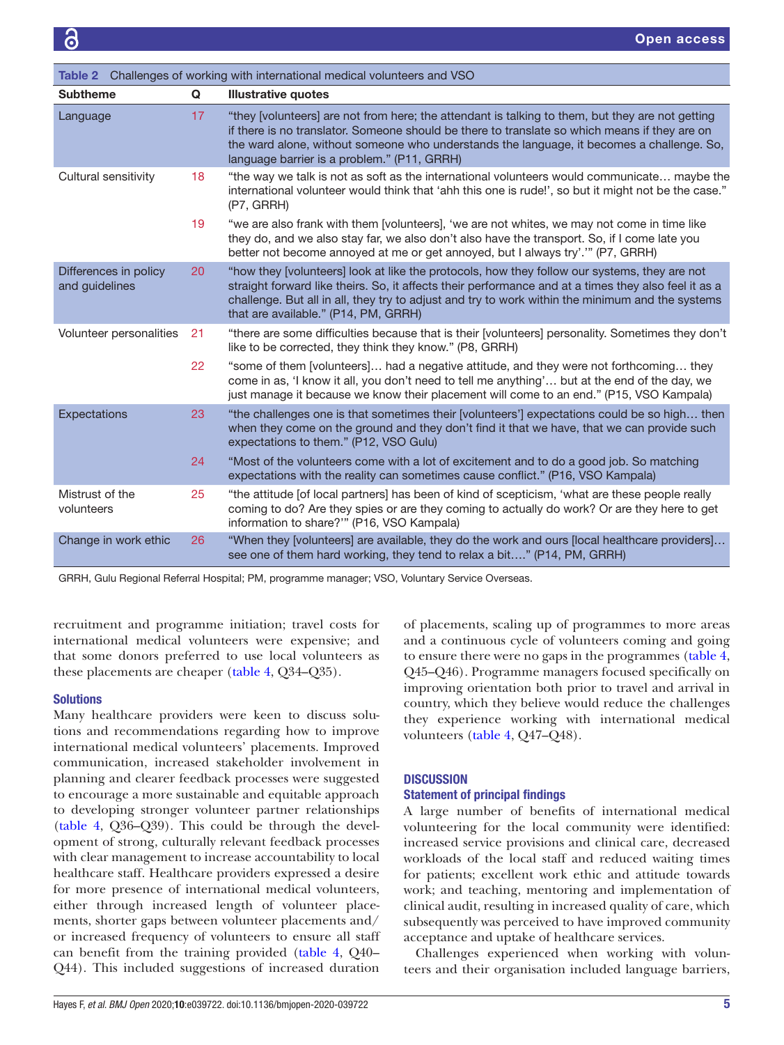**Table 2** Challenges of working with international medical volunteers and VSO

| Subtheme | Q | Illustrative quotes |
|---|---|---|
| Language | 17 | "they [volunteers] are not from here; the attendant is talking to them, but they are not getting if there is no translator. Someone should be there to translate so which means if they are on the ward alone, without someone who understands the language, it becomes a challenge. So, language barrier is a problem." (P11, GRRH) |
| Cultural sensitivity | 18 | "the way we talk is not as soft as the international volunteers would communicate… maybe the international volunteer would think that 'ahh this one is rude!', so but it might not be the case." (P7, GRRH) |
| | 19 | "we are also frank with them [volunteers], 'we are not whites, we may not come in time like they do, and we also stay far, we also don't also have the transport. So, if I come late you better not become annoyed at me or get annoyed, but I always try'.'" (P7, GRRH) |
| Differences in policy and guidelines | 20 | "how they [volunteers] look at like the protocols, how they follow our systems, they are not straight forward like theirs. So, it affects their performance and at a times they also feel it as a challenge. But all in all, they try to adjust and try to work within the minimum and the systems that are available." (P14, PM, GRRH) |
| Volunteer personalities | 21 | "there are some difficulties because that is their [volunteers] personality. Sometimes they don't like to be corrected, they think they know." (P8, GRRH) |
| | 22 | "some of them [volunteers]… had a negative attitude, and they were not forthcoming… they come in as, 'I know it all, you don't need to tell me anything'… but at the end of the day, we just manage it because we know their placement will come to an end." (P15, VSO Kampala) |
| Expectations | 23 | "the challenges one is that sometimes their [volunteers'] expectations could be so high… then when they come on the ground and they don't find it that we have, that we can provide such expectations to them." (P12, VSO Gulu) |
| | 24 | "Most of the volunteers come with a lot of excitement and to do a good job. So matching expectations with the reality can sometimes cause conflict." (P16, VSO Kampala) |
| Mistrust of the volunteers | 25 | "the attitude [of local partners] has been of kind of scepticism, 'what are these people really coming to do? Are they spies or are they coming to actually do work? Or are they here to get information to share?'" (P16, VSO Kampala) |
| Change in work ethic | 26 | "When they [volunteers] are available, they do the work and ours [local healthcare providers]… see one of them hard working, they tend to relax a bit…." (P14, PM, GRRH) |

GRRH, Gulu Regional Referral Hospital; PM, programme manager; VSO, Voluntary Service Overseas.

recruitment and programme initiation; travel costs for international medical volunteers were expensive; and that some donors preferred to use local volunteers as these placements are cheaper (table 4, Q34–Q35).

### Solutions

Many healthcare providers were keen to discuss solutions and recommendations regarding how to improve international medical volunteers' placements. Improved communication, increased stakeholder involvement in planning and clearer feedback processes were suggested to encourage a more sustainable and equitable approach to developing stronger volunteer partner relationships (table 4, Q36–Q39). This could be through the development of strong, culturally relevant feedback processes with clear management to increase accountability to local healthcare staff. Healthcare providers expressed a desire for more presence of international medical volunteers, either through increased length of volunteer placements, shorter gaps between volunteer placements and/or increased frequency of volunteers to ensure all staff can benefit from the training provided (table 4, Q40–Q44). This included suggestions of increased duration of placements, scaling up of programmes to more areas and a continuous cycle of volunteers coming and going to ensure there were no gaps in the programmes (table 4, Q45–Q46). Programme managers focused specifically on improving orientation both prior to travel and arrival in country, which they believe would reduce the challenges they experience working with international medical volunteers (table 4, Q47–Q48).

## DISCUSSION

### Statement of principal findings

A large number of benefits of international medical volunteering for the local community were identified: increased service provisions and clinical care, decreased workloads of the local staff and reduced waiting times for patients; excellent work ethic and attitude towards work; and teaching, mentoring and implementation of clinical audit, resulting in increased quality of care, which subsequently was perceived to have improved community acceptance and uptake of healthcare services.

Challenges experienced when working with volunteers and their organisation included language barriers,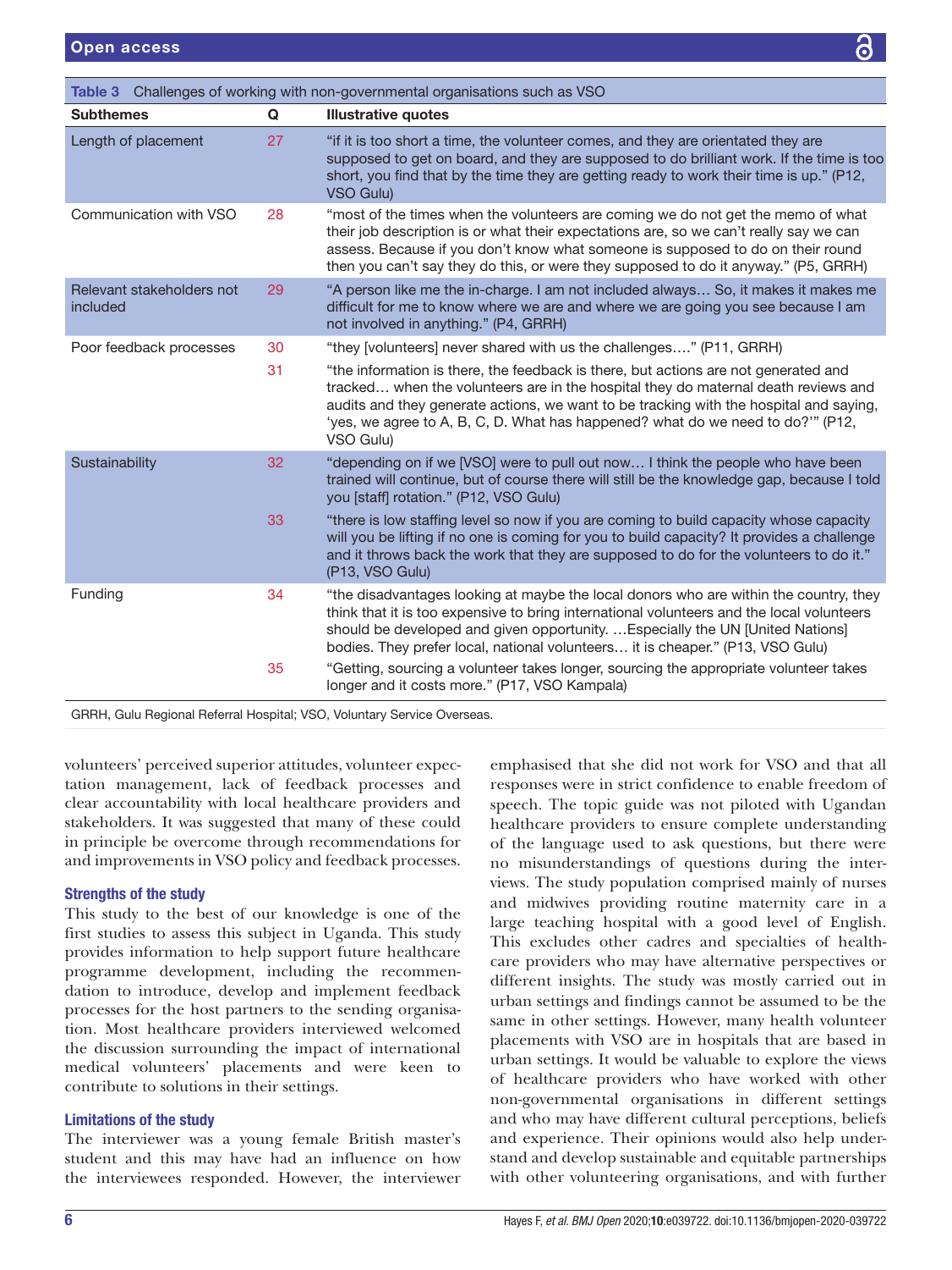**Table 3** Challenges of working with non-governmental organisations such as VSO

| Subthemes | Q | Illustrative quotes |
|---|---|---|
| Length of placement | 27 | "if it is too short a time, the volunteer comes, and they are orientated they are supposed to get on board, and they are supposed to do brilliant work. If the time is too short, you find that by the time they are getting ready to work their time is up." (P12, VSO Gulu) |
| Communication with VSO | 28 | "most of the times when the volunteers are coming we do not get the memo of what their job description is or what their expectations are, so we can't really say we can assess. Because if you don't know what someone is supposed to do on their round then you can't say they do this, or were they supposed to do it anyway." (P5, GRRH) |
| Relevant stakeholders not included | 29 | "A person like me the in-charge. I am not included always… So, it makes it makes me difficult for me to know where we are and where we are going you see because I am not involved in anything." (P4, GRRH) |
| Poor feedback processes | 30 | "they [volunteers] never shared with us the challenges…." (P11, GRRH) |
| | 31 | "the information is there, the feedback is there, but actions are not generated and tracked… when the volunteers are in the hospital they do maternal death reviews and audits and they generate actions, we want to be tracking with the hospital and saying, 'yes, we agree to A, B, C, D. What has happened? what do we need to do?'" (P12, VSO Gulu) |
| Sustainability | 32 | "depending on if we [VSO] were to pull out now… I think the people who have been trained will continue, but of course there will still be the knowledge gap, because I told you [staff] rotation." (P12, VSO Gulu) |
| | 33 | "there is low staffing level so now if you are coming to build capacity whose capacity will you be lifting if no one is coming for you to build capacity? It provides a challenge and it throws back the work that they are supposed to do for the volunteers to do it." (P13, VSO Gulu) |
| Funding | 34 | "the disadvantages looking at maybe the local donors who are within the country, they think that it is too expensive to bring international volunteers and the local volunteers should be developed and given opportunity. …Especially the UN [United Nations] bodies. They prefer local, national volunteers… it is cheaper." (P13, VSO Gulu) |
| | 35 | "Getting, sourcing a volunteer takes longer, sourcing the appropriate volunteer takes longer and it costs more." (P17, VSO Kampala) |

GRRH, Gulu Regional Referral Hospital; VSO, Voluntary Service Overseas.

volunteers' perceived superior attitudes, volunteer expectation management, lack of feedback processes and clear accountability with local healthcare providers and stakeholders. It was suggested that many of these could in principle be overcome through recommendations for and improvements in VSO policy and feedback processes.

### Strengths of the study

This study to the best of our knowledge is one of the first studies to assess this subject in Uganda. This study provides information to help support future healthcare programme development, including the recommendation to introduce, develop and implement feedback processes for the host partners to the sending organisation. Most healthcare providers interviewed welcomed the discussion surrounding the impact of international medical volunteers' placements and were keen to contribute to solutions in their settings.

### Limitations of the study

The interviewer was a young female British master's student and this may have had an influence on how the interviewees responded. However, the interviewer emphasised that she did not work for VSO and that all responses were in strict confidence to enable freedom of speech. The topic guide was not piloted with Ugandan healthcare providers to ensure complete understanding of the language used to ask questions, but there were no misunderstandings of questions during the interviews. The study population comprised mainly of nurses and midwives providing routine maternity care in a large teaching hospital with a good level of English. This excludes other cadres and specialties of healthcare providers who may have alternative perspectives or different insights. The study was mostly carried out in urban settings and findings cannot be assumed to be the same in other settings. However, many health volunteer placements with VSO are in hospitals that are based in urban settings. It would be valuable to explore the views of healthcare providers who have worked with other non-governmental organisations in different settings and who may have different cultural perceptions, beliefs and experience. Their opinions would also help understand and develop sustainable and equitable partnerships with other volunteering organisations, and with further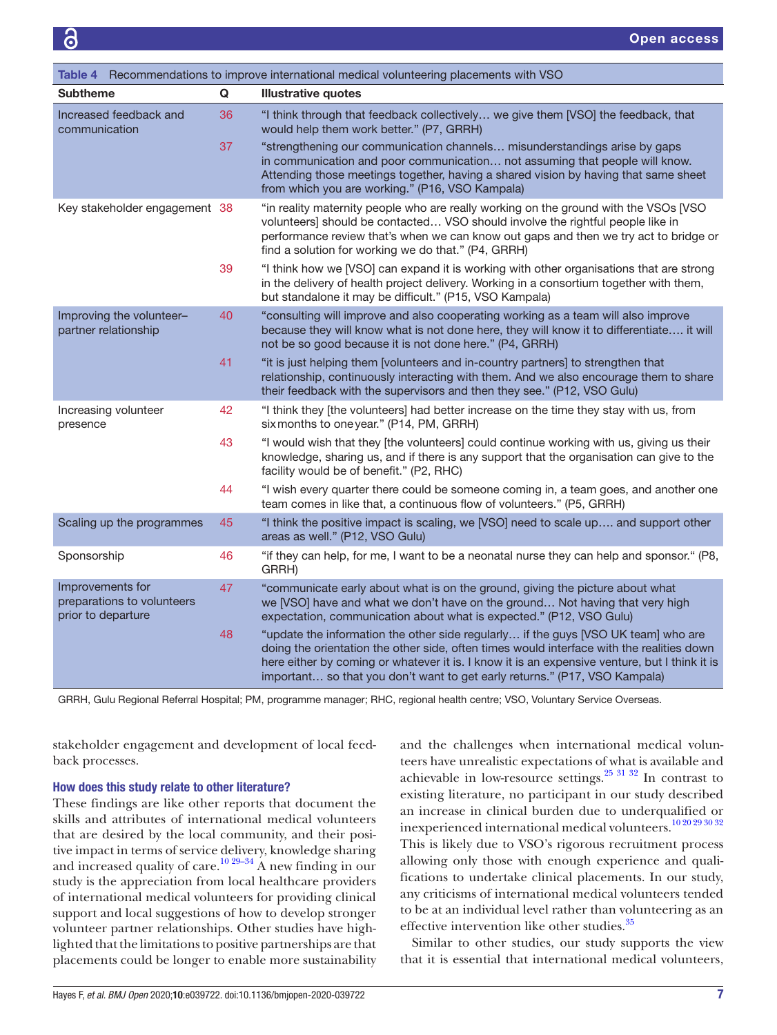**Table 4** Recommendations to improve international medical volunteering placements with VSO

| Subtheme | Q | Illustrative quotes |
|---|---|---|
| Increased feedback and communication | 36 | "I think through that feedback collectively… we give them [VSO] the feedback, that would help them work better." (P7, GRRH) |
| | 37 | "strengthening our communication channels… misunderstandings arise by gaps in communication and poor communication… not assuming that people will know. Attending those meetings together, having a shared vision by having that same sheet from which you are working." (P16, VSO Kampala) |
| Key stakeholder engagement | 38 | "in reality maternity people who are really working on the ground with the VSOs [VSO volunteers] should be contacted… VSO should involve the rightful people like in performance review that's when we can know out gaps and then we try act to bridge or find a solution for working we do that." (P4, GRRH) |
| | 39 | "I think how we [VSO] can expand it is working with other organisations that are strong in the delivery of health project delivery. Working in a consortium together with them, but standalone it may be difficult." (P15, VSO Kampala) |
| Improving the volunteer–partner relationship | 40 | "consulting will improve and also cooperating working as a team will also improve because they will know what is not done here, they will know it to differentiate…. it will not be so good because it is not done here." (P4, GRRH) |
| | 41 | "it is just helping them [volunteers and in-country partners] to strengthen that relationship, continuously interacting with them. And we also encourage them to share their feedback with the supervisors and then they see." (P12, VSO Gulu) |
| Increasing volunteer presence | 42 | "I think they [the volunteers] had better increase on the time they stay with us, from six months to one year." (P14, PM, GRRH) |
| | 43 | "I would wish that they [the volunteers] could continue working with us, giving us their knowledge, sharing us, and if there is any support that the organisation can give to the facility would be of benefit." (P2, RHC) |
| | 44 | "I wish every quarter there could be someone coming in, a team goes, and another one team comes in like that, a continuous flow of volunteers." (P5, GRRH) |
| Scaling up the programmes | 45 | "I think the positive impact is scaling, we [VSO] need to scale up…. and support other areas as well." (P12, VSO Gulu) |
| Sponsorship | 46 | "if they can help, for me, I want to be a neonatal nurse they can help and sponsor." (P8, GRRH) |
| Improvements for preparations to volunteers prior to departure | 47 | "communicate early about what is on the ground, giving the picture about what we [VSO] have and what we don't have on the ground… Not having that very high expectation, communication about what is expected." (P12, VSO Gulu) |
| | 48 | "update the information the other side regularly… if the guys [VSO UK team] who are doing the orientation the other side, often times would interface with the realities down here either by coming or whatever it is. I know it is an expensive venture, but I think it is important… so that you don't want to get early returns." (P17, VSO Kampala) |

GRRH, Gulu Regional Referral Hospital; PM, programme manager; RHC, regional health centre; VSO, Voluntary Service Overseas.

stakeholder engagement and development of local feedback processes.

### How does this study relate to other literature?

These findings are like other reports that document the skills and attributes of international medical volunteers that are desired by the local community, and their positive impact in terms of service delivery, knowledge sharing and increased quality of care.[10 29–34] A new finding in our study is the appreciation from local healthcare providers of international medical volunteers for providing clinical support and local suggestions of how to develop stronger volunteer partner relationships. Other studies have highlighted that the limitations to positive partnerships are that placements could be longer to enable more sustainability and the challenges when international medical volunteers have unrealistic expectations of what is available and achievable in low-resource settings.[25 31 32] In contrast to existing literature, no participant in our study described an increase in clinical burden due to underqualified or inexperienced international medical volunteers.[10 20 29 30 32] This is likely due to VSO's rigorous recruitment process allowing only those with enough experience and qualifications to undertake clinical placements. In our study, any criticisms of international medical volunteers tended to be at an individual level rather than volunteering as an effective intervention like other studies.[35]

Similar to other studies, our study supports the view that it is essential that international medical volunteers,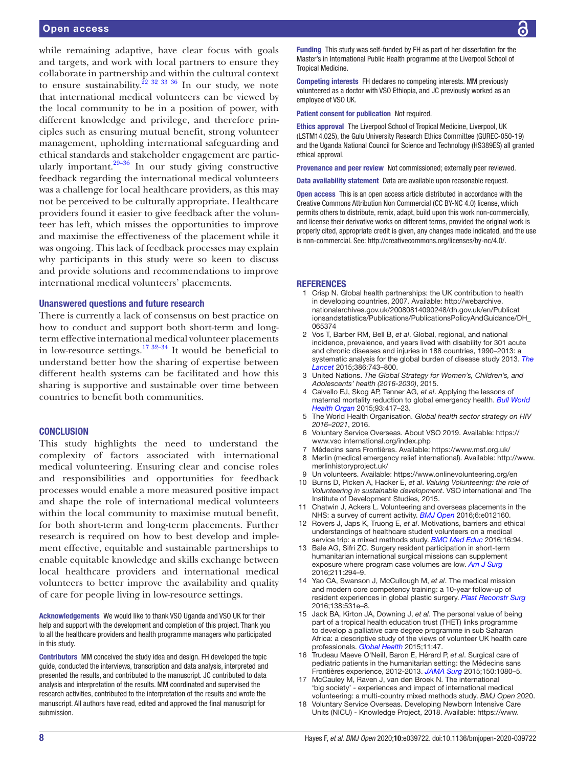while remaining adaptive, have clear focus with goals and targets, and work with local partners to ensure they collaborate in partnership and within the cultural context to ensure sustainability.[22 32 33 36] In our study, we note that international medical volunteers can be viewed by the local community to be in a position of power, with different knowledge and privilege, and therefore principles such as ensuring mutual benefit, strong volunteer management, upholding international safeguarding and ethical standards and stakeholder engagement are particularly important.[29–36] In our study giving constructive feedback regarding the international medical volunteers was a challenge for local healthcare providers, as this may not be perceived to be culturally appropriate. Healthcare providers found it easier to give feedback after the volunteer has left, which misses the opportunities to improve and maximise the effectiveness of the placement while it was ongoing. This lack of feedback processes may explain why participants in this study were so keen to discuss and provide solutions and recommendations to improve international medical volunteers' placements.

### Unanswered questions and future research

There is currently a lack of consensus on best practice on how to conduct and support both short-term and long-term effective international medical volunteer placements in low-resource settings.[17 32–34] It would be beneficial to understand better how the sharing of expertise between different health systems can be facilitated and how this sharing is supportive and sustainable over time between countries to benefit both communities.

## CONCLUSION

This study highlights the need to understand the complexity of factors associated with international medical volunteering. Ensuring clear and concise roles and responsibilities and opportunities for feedback processes would enable a more measured positive impact and shape the role of international medical volunteers within the local community to maximise mutual benefit, for both short-term and long-term placements. Further research is required on how to best develop and implement effective, equitable and sustainable partnerships to enable equitable knowledge and skills exchange between local healthcare providers and international medical volunteers to better improve the availability and quality of care for people living in low-resource settings.

**Acknowledgements** We would like to thank VSO Uganda and VSO UK for their help and support with the development and completion of this project. Thank you to all the healthcare providers and health programme managers who participated in this study.

**Contributors** MM conceived the study idea and design. FH developed the topic guide, conducted the interviews, transcription and data analysis, interpreted and presented the results, and contributed to the manuscript. JC contributed to data analysis and interpretation of the results. MM coordinated and supervised the research activities, contributed to the interpretation of the results and wrote the manuscript. All authors have read, edited and approved the final manuscript for submission.

**Funding** This study was self-funded by FH as part of her dissertation for the Master's in International Public Health programme at the Liverpool School of Tropical Medicine.

**Competing interests** FH declares no competing interests. MM previously volunteered as a doctor with VSO Ethiopia, and JC previously worked as an employee of VSO UK.

**Patient consent for publication** Not required.

**Ethics approval** The Liverpool School of Tropical Medicine, Liverpool, UK (LSTM14.025), the Gulu University Research Ethics Committee (GUREC-050-19) and the Uganda National Council for Science and Technology (HS389ES) all granted ethical approval.

**Provenance and peer review** Not commissioned; externally peer reviewed.

**Data availability statement** Data are available upon reasonable request.

**Open access** This is an open access article distributed in accordance with the Creative Commons Attribution Non Commercial (CC BY-NC 4.0) license, which permits others to distribute, remix, adapt, build upon this work non-commercially, and license their derivative works on different terms, provided the original work is properly cited, appropriate credit is given, any changes made indicated, and the use is non-commercial. See: http://creativecommons.org/licenses/by-nc/4.0/.

## REFERENCES

1. Crisp N. Global health partnerships: the UK contribution to health in developing countries, 2007. Available: http://webarchive.nationalarchives.gov.uk/20080814090248/dh.gov.uk/en/PublicationsandStatistics/Publications/PublicationsPolicyAndGuidance/DH_065374
2. Vos T, Barber RM, Bell B, *et al*. Global, regional, and national incidence, prevalence, and years lived with disability for 301 acute and chronic diseases and injuries in 188 countries, 1990–2013: a systematic analysis for the global burden of disease study 2013. *The Lancet* 2015;386:743–800.
3. United Nations. *The Global Strategy for Women's, Children's, and Adolescents' health (2016-2030)*, 2015.
4. Calvello EJ, Skog AP, Tenner AG, *et al*. Applying the lessons of maternal mortality reduction to global emergency health. *Bull World Health Organ* 2015;93:417–23.
5. The World Health Organisation. *Global health sector strategy on HIV 2016–2021*, 2016.
6. Voluntary Service Overseas. About VSO 2019. Available: https://www.vso international.org/index.php
7. Médecins sans Frontières. Available: https://www.msf.org.uk/
8. Merlin (medical emergency relief international). Available: http://www.merlinhistoryproject.uk/
9. Un volunteers. Available: https://www.onlinevolunteering.org/en
10. Burns D, Picken A, Hacker E, *et al*. *Valuing Volunteering: the role of Volunteering in sustainable development*. VSO international and The Institute of Development Studies, 2015.
11. Chatwin J, Ackers L. Volunteering and overseas placements in the NHS: a survey of current activity. *BMJ Open* 2016;6:e012160.
12. Rovers J, Japs K, Truong E, *et al*. Motivations, barriers and ethical understandings of healthcare student volunteers on a medical service trip: a mixed methods study. *BMC Med Educ* 2016;16:94.
13. Bale AG, Sifri ZC. Surgery resident participation in short-term humanitarian international surgical missions can supplement exposure where program case volumes are low. *Am J Surg* 2016;211:294–9.
14. Yao CA, Swanson J, McCullough M, *et al*. The medical mission and modern core competency training: a 10-year follow-up of resident experiences in global plastic surgery. *Plast Reconstr Surg* 2016;138:531e–8.
15. Jack BA, Kirton JA, Downing J, *et al*. The personal value of being part of a tropical health education trust (THET) links programme to develop a palliative care degree programme in sub Saharan Africa: a descriptive study of the views of volunteer UK health care professionals. *Global Health* 2015;11:47.
16. Trudeau Maeve O'Neill, Baron E, Hérard P, *et al*. Surgical care of pediatric patients in the humanitarian setting: the Médecins sans Frontières experience, 2012-2013. *JAMA Surg* 2015;150:1080–5.
17. McCauley M, Raven J, van den Broek N. The international 'big society' - experiences and impact of international medical volunteering: a multi-country mixed methods study. *BMJ Open* 2020.
18. Voluntary Service Overseas. Developing Newborn Intensive Care Units (NICU) - Knowledge Project, 2018. Available: https://www.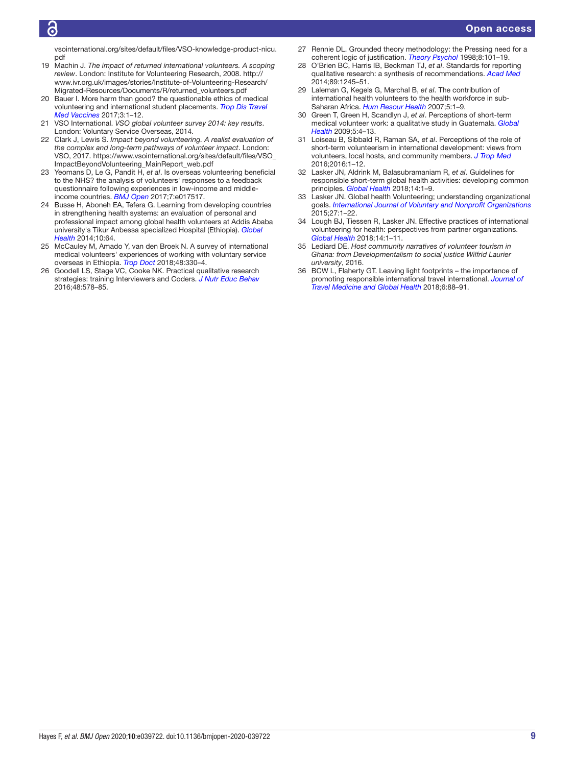vsointernational.org/sites/default/files/VSO-knowledge-product-nicu.pdf

19 Machin J. *The impact of returned international volunteers. A scoping review*. London: Institute for Volunteering Research, 2008. http://www.ivr.org.uk/images/stories/Institute-of-Volunteering-Research/Migrated-Resources/Documents/R/returned_volunteers.pdf
20 Bauer I. More harm than good? the questionable ethics of medical volunteering and international student placements. *Trop Dis Travel Med Vaccines* 2017;3:1–12.
21 VSO International. *VSO global volunteer survey 2014: key results*. London: Voluntary Service Overseas, 2014.
22 Clark J, Lewis S. *Impact beyond volunteering. A realist evaluation of the complex and long-term pathways of volunteer impact*. London: VSO, 2017. https://www.vsointernational.org/sites/default/files/VSO_ImpactBeyondVolunteering_MainReport_web.pdf
23 Yeomans D, Le G, Pandit H, *et al*. Is overseas volunteering beneficial to the NHS? the analysis of volunteers' responses to a feedback questionnaire following experiences in low-income and middle-income countries. *BMJ Open* 2017;7:e017517.
24 Busse H, Aboneh EA, Tefera G. Learning from developing countries in strengthening health systems: an evaluation of personal and professional impact among global health volunteers at Addis Ababa university's Tikur Anbessa specialized Hospital (Ethiopia). *Global Health* 2014;10:64.
25 McCauley M, Amado Y, van den Broek N. A survey of international medical volunteers' experiences of working with voluntary service overseas in Ethiopia. *Trop Doct* 2018;48:330–4.
26 Goodell LS, Stage VC, Cooke NK. Practical qualitative research strategies: training Interviewers and Coders. *J Nutr Educ Behav* 2016;48:578–85.
27 Rennie DL. Grounded theory methodology: the Pressing need for a coherent logic of justification. *Theory Psychol* 1998;8:101–19.
28 O'Brien BC, Harris IB, Beckman TJ, *et al*. Standards for reporting qualitative research: a synthesis of recommendations. *Acad Med* 2014;89:1245–51.
29 Laleman G, Kegels G, Marchal B, *et al*. The contribution of international health volunteers to the health workforce in sub-Saharan Africa. *Hum Resour Health* 2007;5:1–9.
30 Green T, Green H, Scandlyn J, *et al*. Perceptions of short-term medical volunteer work: a qualitative study in Guatemala. *Global Health* 2009;5:4–13.
31 Loiseau B, Sibbald R, Raman SA, *et al*. Perceptions of the role of short-term volunteerism in international development: views from volunteers, local hosts, and community members. *J Trop Med* 2016;2016:1–12.
32 Lasker JN, Aldrink M, Balasubramaniam R, *et al*. Guidelines for responsible short-term global health activities: developing common principles. *Global Health* 2018;14:1–9.
33 Lasker JN. Global health Volunteering; understanding organizational goals. *International Journal of Voluntary and Nonprofit Organizations* 2015;27:1–22.
34 Lough BJ, Tiessen R, Lasker JN. Effective practices of international volunteering for health: perspectives from partner organizations. *Global Health* 2018;14:1–11.
35 Lediard DE. *Host community narratives of volunteer tourism in Ghana: from Developmentalism to social justice Wilfrid Laurier university*, 2016.
36 BCW L, Flaherty GT. Leaving light footprints – the importance of promoting responsible international travel international. *Journal of Travel Medicine and Global Health* 2018;6:88–91.